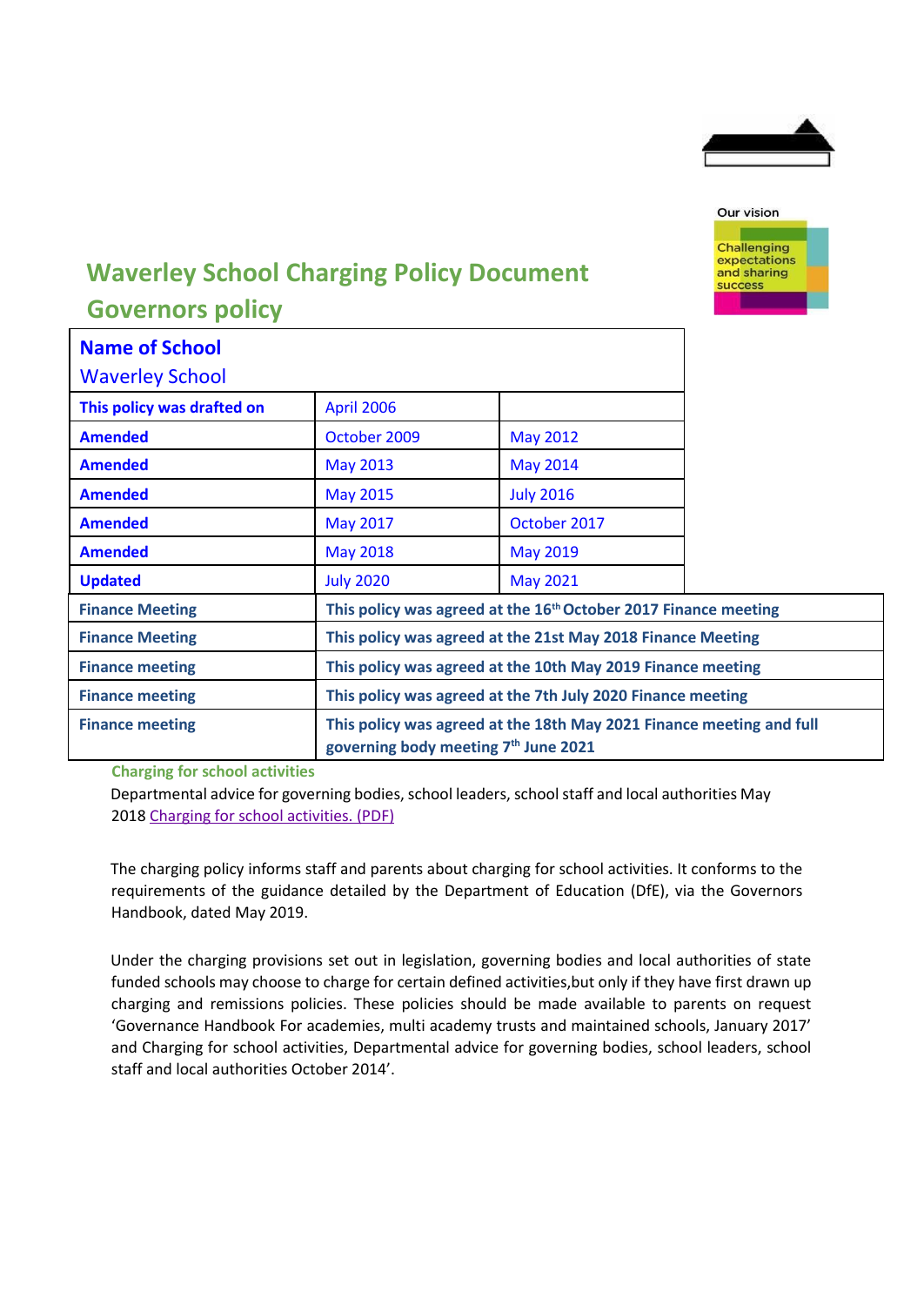Our vision

Challenging expectations and sharing success

# Waverley School Charging Policy Document

## Governors policy

| **Name of School** Waverley School | | |
|---|---|---|
| **This policy was drafted on** | April 2006 | |
| **Amended** | October 2009 | May 2012 |
| **Amended** | May 2013 | May 2014 |
| **Amended** | May 2015 | July 2016 |
| **Amended** | May 2017 | October 2017 |
| **Amended** | May 2018 | May 2019 |
| **Updated** | July 2020 | May 2021 |

| | |
|---|---|
| **Finance Meeting** | **This policy was agreed at the 16th October 2017 Finance meeting** |
| **Finance Meeting** | **This policy was agreed at the 21st May 2018 Finance Meeting** |
| **Finance meeting** | **This policy was agreed at the 10th May 2019 Finance meeting** |
| **Finance meeting** | **This policy was agreed at the 7th July 2020 Finance meeting** |
| **Finance meeting** | **This policy was agreed at the 18th May 2021 Finance meeting and full governing body meeting 7th June 2021** |

### Charging for school activities

Departmental advice for governing bodies, school leaders, school staff and local authorities May 2018 Charging for school activities. (PDF)

The charging policy informs staff and parents about charging for school activities. It conforms to the requirements of the guidance detailed by the Department of Education (DfE), via the Governors Handbook, dated May 2019.

Under the charging provisions set out in legislation, governing bodies and local authorities of state funded schools may choose to charge for certain defined activities,but only if they have first drawn up charging and remissions policies. These policies should be made available to parents on request 'Governance Handbook For academies, multi academy trusts and maintained schools, January 2017' and Charging for school activities, Departmental advice for governing bodies, school leaders, school staff and local authorities October 2014'.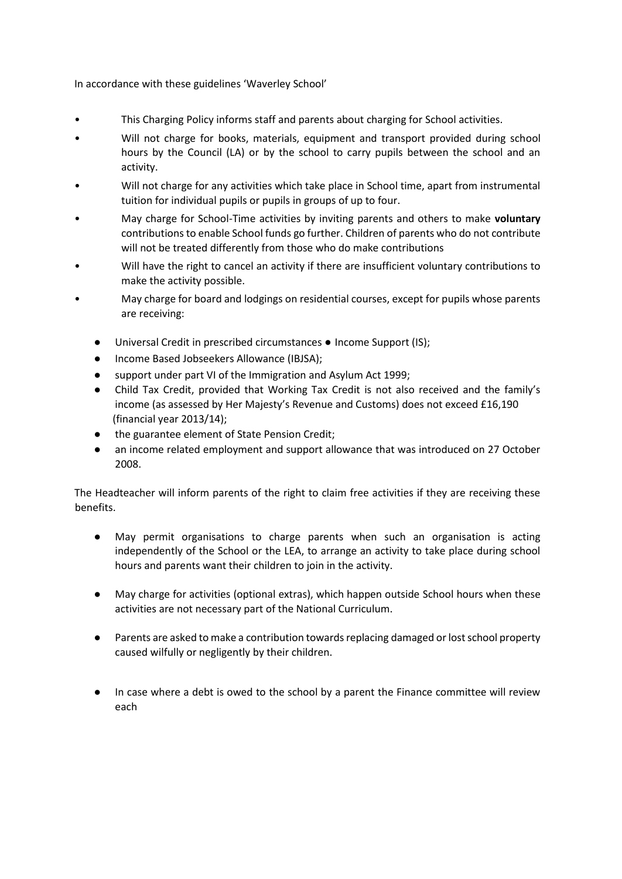In accordance with these guidelines 'Waverley School'

- This Charging Policy informs staff and parents about charging for School activities.
- Will not charge for books, materials, equipment and transport provided during school hours by the Council (LA) or by the school to carry pupils between the school and an activity.
- Will not charge for any activities which take place in School time, apart from instrumental tuition for individual pupils or pupils in groups of up to four.
- May charge for School-Time activities by inviting parents and others to make **voluntary** contributions to enable School funds go further. Children of parents who do not contribute will not be treated differently from those who do make contributions
- Will have the right to cancel an activity if there are insufficient voluntary contributions to make the activity possible.
- May charge for board and lodgings on residential courses, except for pupils whose parents are receiving:
  - Universal Credit in prescribed circumstances ● Income Support (IS);
  - Income Based Jobseekers Allowance (IBJSA);
  - support under part VI of the Immigration and Asylum Act 1999;
  - Child Tax Credit, provided that Working Tax Credit is not also received and the family's income (as assessed by Her Majesty's Revenue and Customs) does not exceed £16,190 (financial year 2013/14);
  - the guarantee element of State Pension Credit;
  - an income related employment and support allowance that was introduced on 27 October 2008.

The Headteacher will inform parents of the right to claim free activities if they are receiving these benefits.

- May permit organisations to charge parents when such an organisation is acting independently of the School or the LEA, to arrange an activity to take place during school hours and parents want their children to join in the activity.
- May charge for activities (optional extras), which happen outside School hours when these activities are not necessary part of the National Curriculum.
- Parents are asked to make a contribution towards replacing damaged or lost school property caused wilfully or negligently by their children.
- In case where a debt is owed to the school by a parent the Finance committee will review each